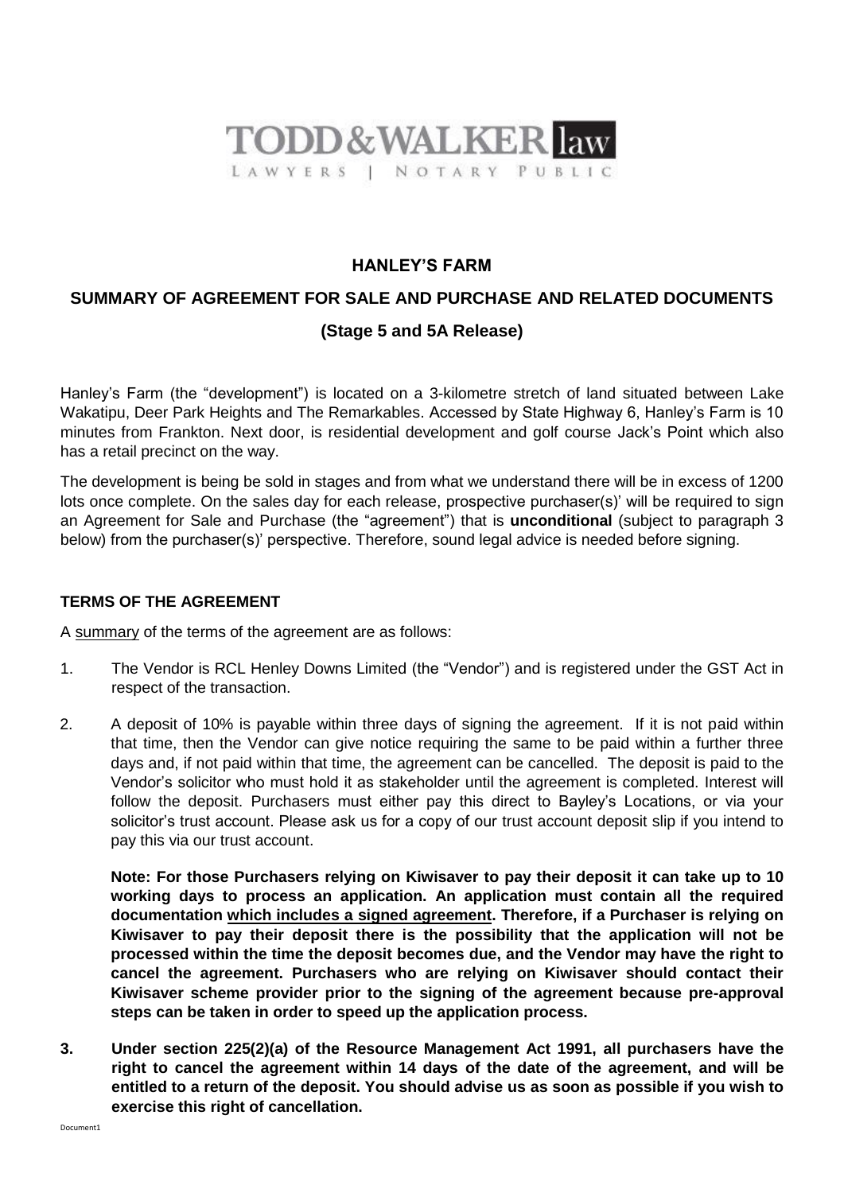TODD & WALKER law

LAWYERS | NOTARY PUBLIC

# HANLEY'S FARM

## SUMMARY OF AGREEMENT FOR SALE AND PURCHASE AND RELATED DOCUMENTS

## (Stage 5 and 5A Release)

Hanley's Farm (the "development") is located on a 3-kilometre stretch of land situated between Lake Wakatipu, Deer Park Heights and The Remarkables. Accessed by State Highway 6, Hanley's Farm is 10 minutes from Frankton. Next door, is residential development and golf course Jack's Point which also has a retail precinct on the way.

The development is being be sold in stages and from what we understand there will be in excess of 1200 lots once complete. On the sales day for each release, prospective purchaser(s)' will be required to sign an Agreement for Sale and Purchase (the "agreement") that is **unconditional** (subject to paragraph 3 below) from the purchaser(s)' perspective. Therefore, sound legal advice is needed before signing.

### TERMS OF THE AGREEMENT

A <u>summary</u> of the terms of the agreement are as follows:

1. The Vendor is RCL Henley Downs Limited (the "Vendor") and is registered under the GST Act in respect of the transaction.

2. A deposit of 10% is payable within three days of signing the agreement. If it is not paid within that time, then the Vendor can give notice requiring the same to be paid within a further three days and, if not paid within that time, the agreement can be cancelled. The deposit is paid to the Vendor's solicitor who must hold it as stakeholder until the agreement is completed. Interest will follow the deposit. Purchasers must either pay this direct to Bayley's Locations, or via your solicitor's trust account. Please ask us for a copy of our trust account deposit slip if you intend to pay this via our trust account.

   **Note: For those Purchasers relying on Kiwisaver to pay their deposit it can take up to 10 working days to process an application. An application must contain all the required documentation <u>which includes a signed agreement</u>. Therefore, if a Purchaser is relying on Kiwisaver to pay their deposit there is the possibility that the application will not be processed within the time the deposit becomes due, and the Vendor may have the right to cancel the agreement. Purchasers who are relying on Kiwisaver should contact their Kiwisaver scheme provider prior to the signing of the agreement because pre-approval steps can be taken in order to speed up the application process.**

3. **Under section 225(2)(a) of the Resource Management Act 1991, all purchasers have the right to cancel the agreement within 14 days of the date of the agreement, and will be entitled to a return of the deposit. You should advise us as soon as possible if you wish to exercise this right of cancellation.**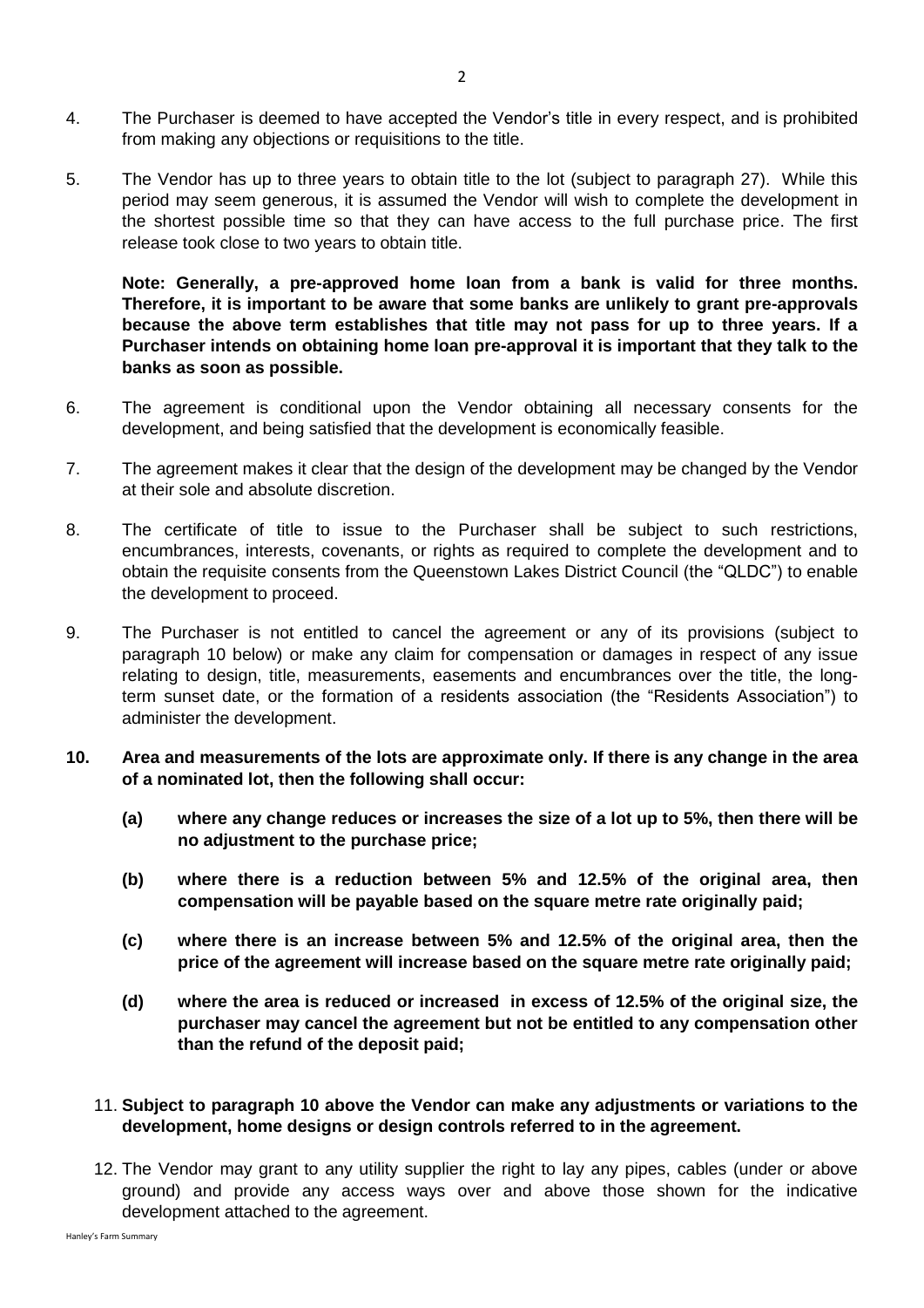4. The Purchaser is deemed to have accepted the Vendor's title in every respect, and is prohibited from making any objections or requisitions to the title.

5. The Vendor has up to three years to obtain title to the lot (subject to paragraph 27). While this period may seem generous, it is assumed the Vendor will wish to complete the development in the shortest possible time so that they can have access to the full purchase price. The first release took close to two years to obtain title.

   **Note: Generally, a pre-approved home loan from a bank is valid for three months. Therefore, it is important to be aware that some banks are unlikely to grant pre-approvals because the above term establishes that title may not pass for up to three years. If a Purchaser intends on obtaining home loan pre-approval it is important that they talk to the banks as soon as possible.**

6. The agreement is conditional upon the Vendor obtaining all necessary consents for the development, and being satisfied that the development is economically feasible.

7. The agreement makes it clear that the design of the development may be changed by the Vendor at their sole and absolute discretion.

8. The certificate of title to issue to the Purchaser shall be subject to such restrictions, encumbrances, interests, covenants, or rights as required to complete the development and to obtain the requisite consents from the Queenstown Lakes District Council (the "QLDC") to enable the development to proceed.

9. The Purchaser is not entitled to cancel the agreement or any of its provisions (subject to paragraph 10 below) or make any claim for compensation or damages in respect of any issue relating to design, title, measurements, easements and encumbrances over the title, the long-term sunset date, or the formation of a residents association (the "Residents Association") to administer the development.

10. **Area and measurements of the lots are approximate only. If there is any change in the area of a nominated lot, then the following shall occur:**

    **(a) where any change reduces or increases the size of a lot up to 5%, then there will be no adjustment to the purchase price;**

    **(b) where there is a reduction between 5% and 12.5% of the original area, then compensation will be payable based on the square metre rate originally paid;**

    **(c) where there is an increase between 5% and 12.5% of the original area, then the price of the agreement will increase based on the square metre rate originally paid;**

    **(d) where the area is reduced or increased in excess of 12.5% of the original size, the purchaser may cancel the agreement but not be entitled to any compensation other than the refund of the deposit paid;**

11. **Subject to paragraph 10 above the Vendor can make any adjustments or variations to the development, home designs or design controls referred to in the agreement.**

12. The Vendor may grant to any utility supplier the right to lay any pipes, cables (under or above ground) and provide any access ways over and above those shown for the indicative development attached to the agreement.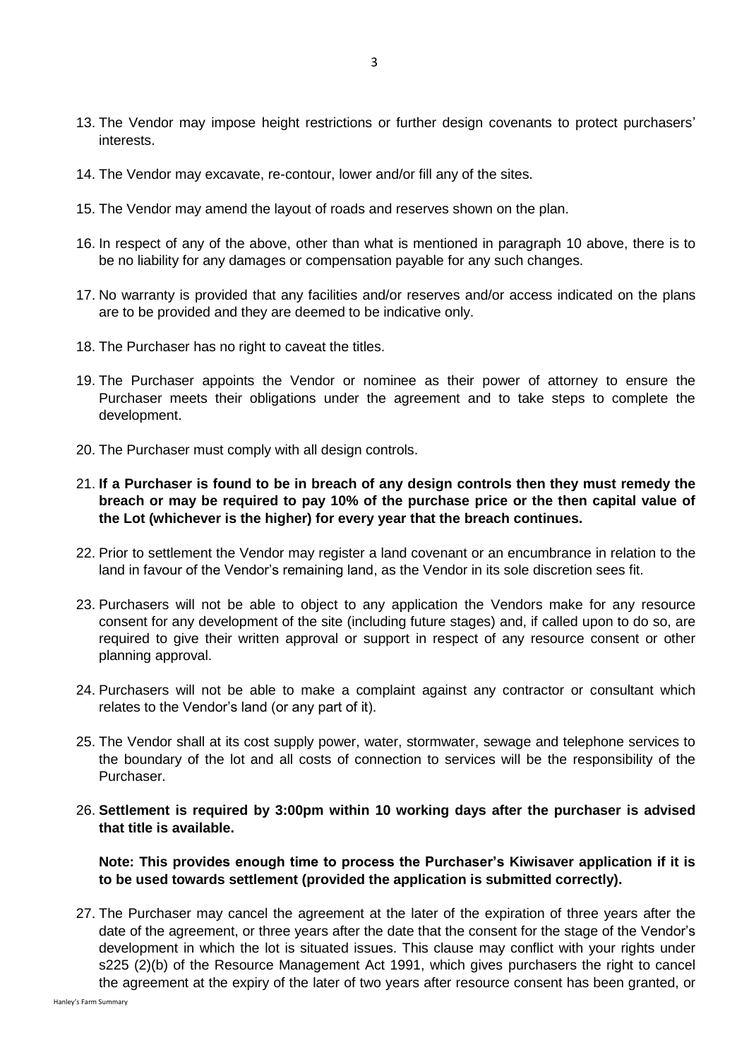13. The Vendor may impose height restrictions or further design covenants to protect purchasers' interests.

14. The Vendor may excavate, re-contour, lower and/or fill any of the sites.

15. The Vendor may amend the layout of roads and reserves shown on the plan.

16. In respect of any of the above, other than what is mentioned in paragraph 10 above, there is to be no liability for any damages or compensation payable for any such changes.

17. No warranty is provided that any facilities and/or reserves and/or access indicated on the plans are to be provided and they are deemed to be indicative only.

18. The Purchaser has no right to caveat the titles.

19. The Purchaser appoints the Vendor or nominee as their power of attorney to ensure the Purchaser meets their obligations under the agreement and to take steps to complete the development.

20. The Purchaser must comply with all design controls.

21. **If a Purchaser is found to be in breach of any design controls then they must remedy the breach or may be required to pay 10% of the purchase price or the then capital value of the Lot (whichever is the higher) for every year that the breach continues.**

22. Prior to settlement the Vendor may register a land covenant or an encumbrance in relation to the land in favour of the Vendor's remaining land, as the Vendor in its sole discretion sees fit.

23. Purchasers will not be able to object to any application the Vendors make for any resource consent for any development of the site (including future stages) and, if called upon to do so, are required to give their written approval or support in respect of any resource consent or other planning approval.

24. Purchasers will not be able to make a complaint against any contractor or consultant which relates to the Vendor's land (or any part of it).

25. The Vendor shall at its cost supply power, water, stormwater, sewage and telephone services to the boundary of the lot and all costs of connection to services will be the responsibility of the Purchaser.

26. **Settlement is required by 3:00pm within 10 working days after the purchaser is advised that title is available.**

    **Note: This provides enough time to process the Purchaser's Kiwisaver application if it is to be used towards settlement (provided the application is submitted correctly).**

27. The Purchaser may cancel the agreement at the later of the expiration of three years after the date of the agreement, or three years after the date that the consent for the stage of the Vendor's development in which the lot is situated issues. This clause may conflict with your rights under s225 (2)(b) of the Resource Management Act 1991, which gives purchasers the right to cancel the agreement at the expiry of the later of two years after resource consent has been granted, or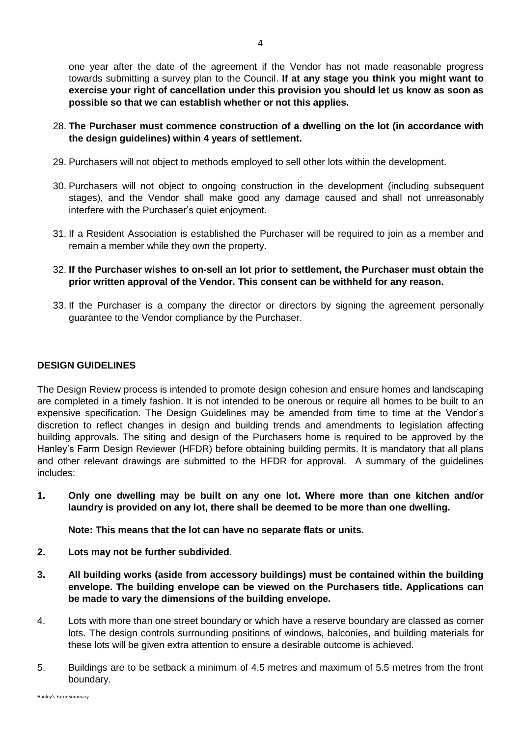one year after the date of the agreement if the Vendor has not made reasonable progress towards submitting a survey plan to the Council. **If at any stage you think you might want to exercise your right of cancellation under this provision you should let us know as soon as possible so that we can establish whether or not this applies.**

28. **The Purchaser must commence construction of a dwelling on the lot (in accordance with the design guidelines) within 4 years of settlement.**

29. Purchasers will not object to methods employed to sell other lots within the development.

30. Purchasers will not object to ongoing construction in the development (including subsequent stages), and the Vendor shall make good any damage caused and shall not unreasonably interfere with the Purchaser's quiet enjoyment.

31. If a Resident Association is established the Purchaser will be required to join as a member and remain a member while they own the property.

32. **If the Purchaser wishes to on-sell an lot prior to settlement, the Purchaser must obtain the prior written approval of the Vendor. This consent can be withheld for any reason.**

33. If the Purchaser is a company the director or directors by signing the agreement personally guarantee to the Vendor compliance by the Purchaser.

## DESIGN GUIDELINES

The Design Review process is intended to promote design cohesion and ensure homes and landscaping are completed in a timely fashion. It is not intended to be onerous or require all homes to be built to an expensive specification. The Design Guidelines may be amended from time to time at the Vendor's discretion to reflect changes in design and building trends and amendments to legislation affecting building approvals. The siting and design of the Purchasers home is required to be approved by the Hanley's Farm Design Reviewer (HFDR) before obtaining building permits. It is mandatory that all plans and other relevant drawings are submitted to the HFDR for approval. A summary of the guidelines includes:

1. **Only one dwelling may be built on any one lot. Where more than one kitchen and/or laundry is provided on any lot, there shall be deemed to be more than one dwelling.**

   **Note: This means that the lot can have no separate flats or units.**

2. **Lots may not be further subdivided.**

3. **All building works (aside from accessory buildings) must be contained within the building envelope. The building envelope can be viewed on the Purchasers title. Applications can be made to vary the dimensions of the building envelope.**

4. Lots with more than one street boundary or which have a reserve boundary are classed as corner lots. The design controls surrounding positions of windows, balconies, and building materials for these lots will be given extra attention to ensure a desirable outcome is achieved.

5. Buildings are to be setback a minimum of 4.5 metres and maximum of 5.5 metres from the front boundary.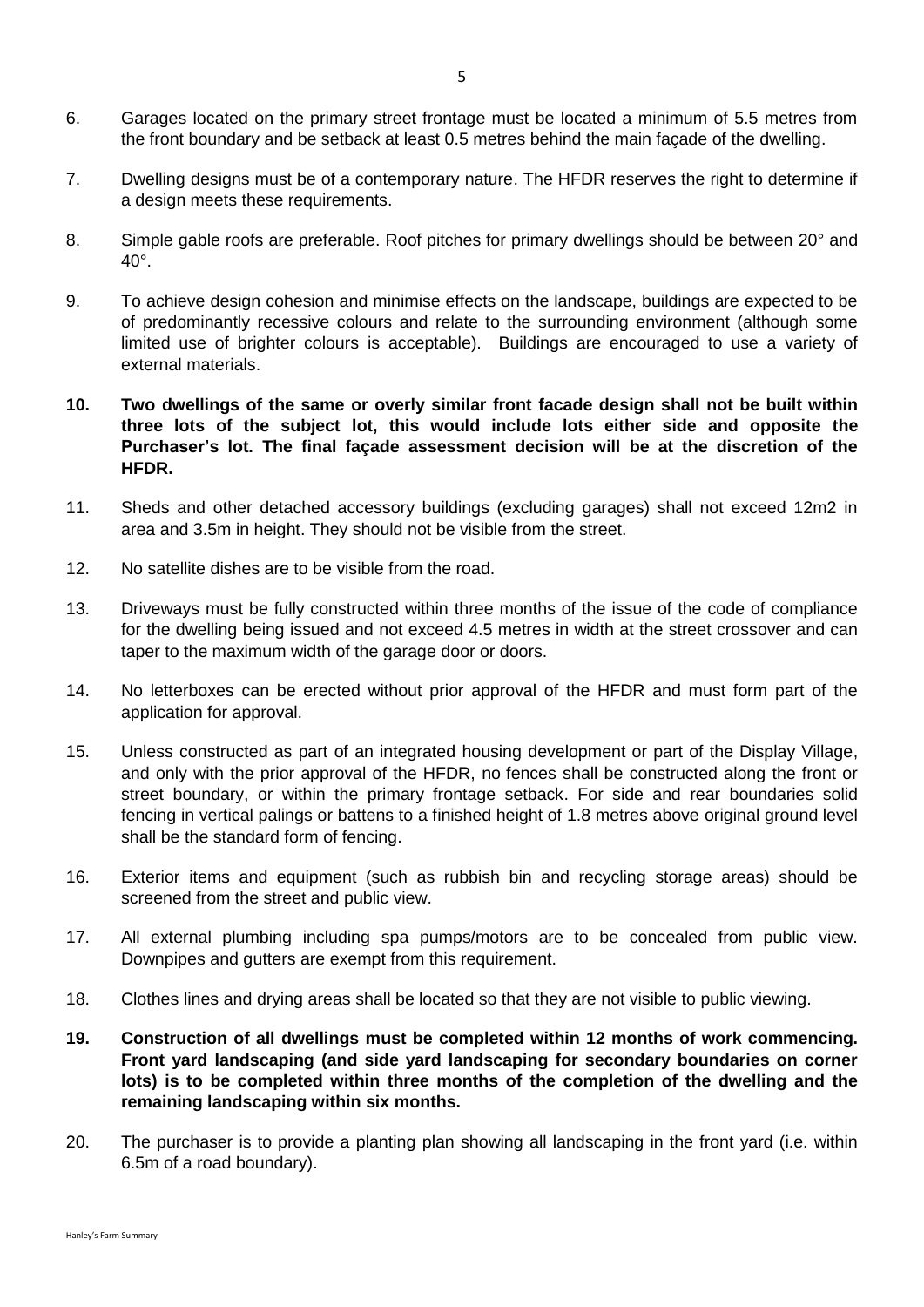6. Garages located on the primary street frontage must be located a minimum of 5.5 metres from the front boundary and be setback at least 0.5 metres behind the main façade of the dwelling.

7. Dwelling designs must be of a contemporary nature. The HFDR reserves the right to determine if a design meets these requirements.

8. Simple gable roofs are preferable. Roof pitches for primary dwellings should be between 20° and 40°.

9. To achieve design cohesion and minimise effects on the landscape, buildings are expected to be of predominantly recessive colours and relate to the surrounding environment (although some limited use of brighter colours is acceptable). Buildings are encouraged to use a variety of external materials.

10. **Two dwellings of the same or overly similar front facade design shall not be built within three lots of the subject lot, this would include lots either side and opposite the Purchaser's lot. The final façade assessment decision will be at the discretion of the HFDR.**

11. Sheds and other detached accessory buildings (excluding garages) shall not exceed 12m2 in area and 3.5m in height. They should not be visible from the street.

12. No satellite dishes are to be visible from the road.

13. Driveways must be fully constructed within three months of the issue of the code of compliance for the dwelling being issued and not exceed 4.5 metres in width at the street crossover and can taper to the maximum width of the garage door or doors.

14. No letterboxes can be erected without prior approval of the HFDR and must form part of the application for approval.

15. Unless constructed as part of an integrated housing development or part of the Display Village, and only with the prior approval of the HFDR, no fences shall be constructed along the front or street boundary, or within the primary frontage setback. For side and rear boundaries solid fencing in vertical palings or battens to a finished height of 1.8 metres above original ground level shall be the standard form of fencing.

16. Exterior items and equipment (such as rubbish bin and recycling storage areas) should be screened from the street and public view.

17. All external plumbing including spa pumps/motors are to be concealed from public view. Downpipes and gutters are exempt from this requirement.

18. Clothes lines and drying areas shall be located so that they are not visible to public viewing.

19. **Construction of all dwellings must be completed within 12 months of work commencing. Front yard landscaping (and side yard landscaping for secondary boundaries on corner lots) is to be completed within three months of the completion of the dwelling and the remaining landscaping within six months.**

20. The purchaser is to provide a planting plan showing all landscaping in the front yard (i.e. within 6.5m of a road boundary).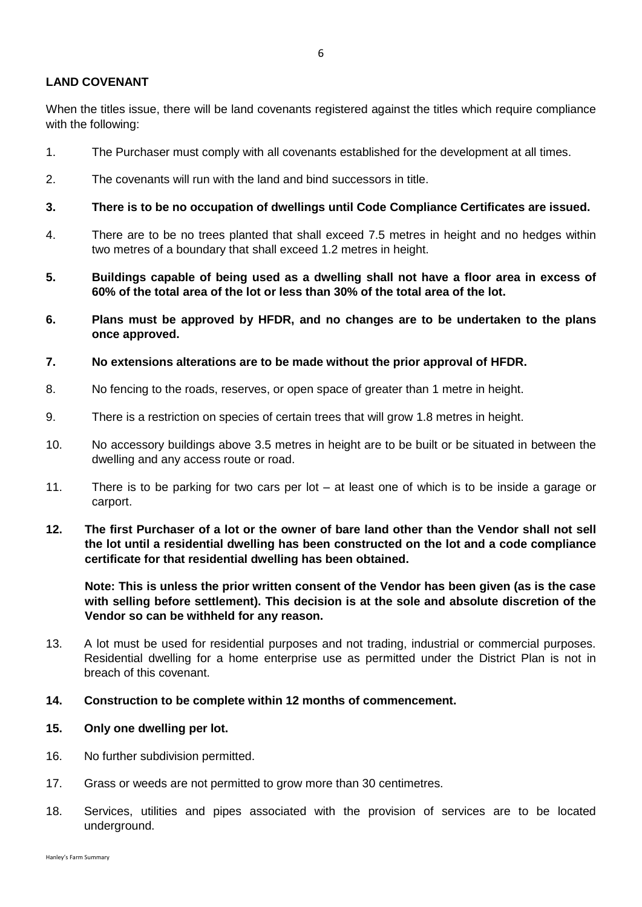**LAND COVENANT**

When the titles issue, there will be land covenants registered against the titles which require compliance with the following:

1. The Purchaser must comply with all covenants established for the development at all times.

2. The covenants will run with the land and bind successors in title.

3. **There is to be no occupation of dwellings until Code Compliance Certificates are issued.**

4. There are to be no trees planted that shall exceed 7.5 metres in height and no hedges within two metres of a boundary that shall exceed 1.2 metres in height.

5. **Buildings capable of being used as a dwelling shall not have a floor area in excess of 60% of the total area of the lot or less than 30% of the total area of the lot.**

6. **Plans must be approved by HFDR, and no changes are to be undertaken to the plans once approved.**

7. **No extensions alterations are to be made without the prior approval of HFDR.**

8. No fencing to the roads, reserves, or open space of greater than 1 metre in height.

9. There is a restriction on species of certain trees that will grow 1.8 metres in height.

10. No accessory buildings above 3.5 metres in height are to be built or be situated in between the dwelling and any access route or road.

11. There is to be parking for two cars per lot – at least one of which is to be inside a garage or carport.

12. **The first Purchaser of a lot or the owner of bare land other than the Vendor shall not sell the lot until a residential dwelling has been constructed on the lot and a code compliance certificate for that residential dwelling has been obtained.**

    **Note: This is unless the prior written consent of the Vendor has been given (as is the case with selling before settlement). This decision is at the sole and absolute discretion of the Vendor so can be withheld for any reason.**

13. A lot must be used for residential purposes and not trading, industrial or commercial purposes. Residential dwelling for a home enterprise use as permitted under the District Plan is not in breach of this covenant.

14. **Construction to be complete within 12 months of commencement.**

15. **Only one dwelling per lot.**

16. No further subdivision permitted.

17. Grass or weeds are not permitted to grow more than 30 centimetres.

18. Services, utilities and pipes associated with the provision of services are to be located underground.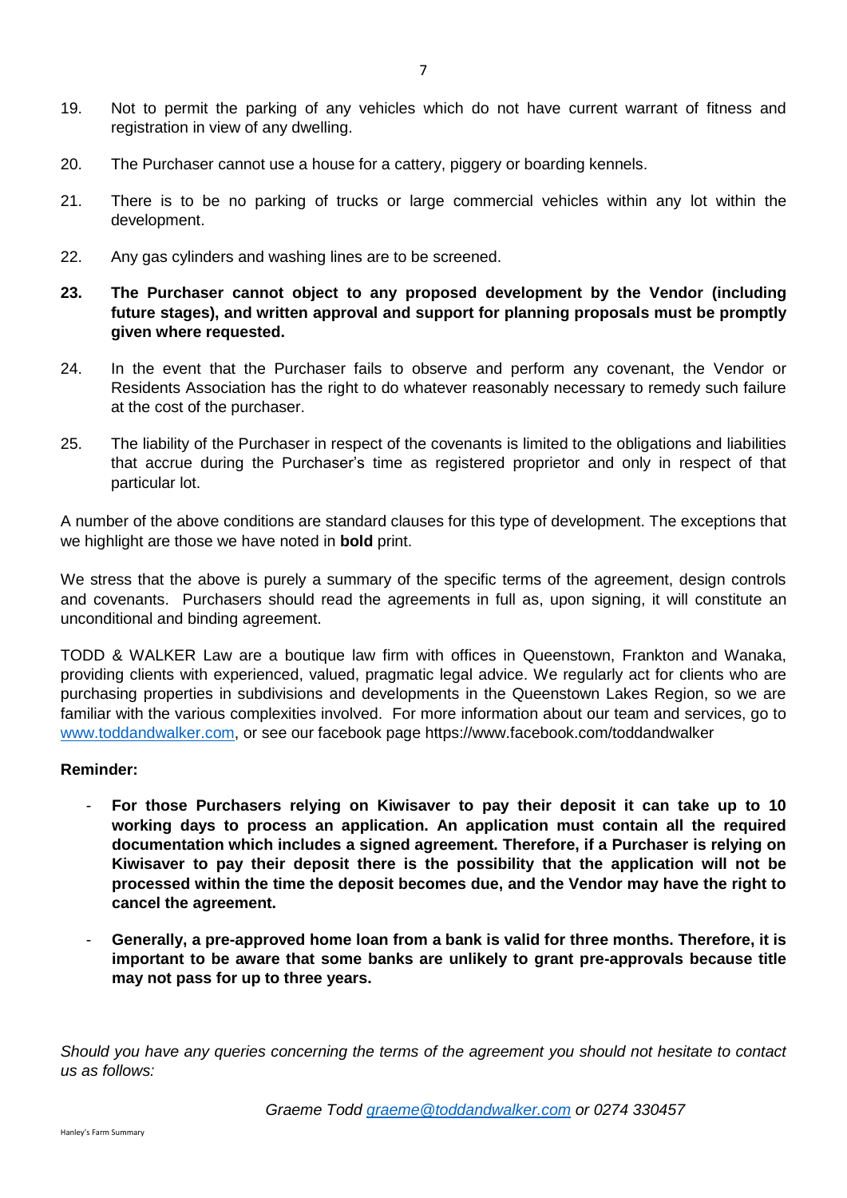19. Not to permit the parking of any vehicles which do not have current warrant of fitness and registration in view of any dwelling.

20. The Purchaser cannot use a house for a cattery, piggery or boarding kennels.

21. There is to be no parking of trucks or large commercial vehicles within any lot within the development.

22. Any gas cylinders and washing lines are to be screened.

**23. The Purchaser cannot object to any proposed development by the Vendor (including future stages), and written approval and support for planning proposals must be promptly given where requested.**

24. In the event that the Purchaser fails to observe and perform any covenant, the Vendor or Residents Association has the right to do whatever reasonably necessary to remedy such failure at the cost of the purchaser.

25. The liability of the Purchaser in respect of the covenants is limited to the obligations and liabilities that accrue during the Purchaser's time as registered proprietor and only in respect of that particular lot.

A number of the above conditions are standard clauses for this type of development. The exceptions that we highlight are those we have noted in **bold** print.

We stress that the above is purely a summary of the specific terms of the agreement, design controls and covenants. Purchasers should read the agreements in full as, upon signing, it will constitute an unconditional and binding agreement.

TODD & WALKER Law are a boutique law firm with offices in Queenstown, Frankton and Wanaka, providing clients with experienced, valued, pragmatic legal advice. We regularly act for clients who are purchasing properties in subdivisions and developments in the Queenstown Lakes Region, so we are familiar with the various complexities involved. For more information about our team and services, go to [www.toddandwalker.com](http://www.toddandwalker.com), or see our facebook page https://www.facebook.com/toddandwalker

**Reminder:**

- **For those Purchasers relying on Kiwisaver to pay their deposit it can take up to 10 working days to process an application. An application must contain all the required documentation which includes a signed agreement. Therefore, if a Purchaser is relying on Kiwisaver to pay their deposit there is the possibility that the application will not be processed within the time the deposit becomes due, and the Vendor may have the right to cancel the agreement.**

- **Generally, a pre-approved home loan from a bank is valid for three months. Therefore, it is important to be aware that some banks are unlikely to grant pre-approvals because title may not pass for up to three years.**

*Should you have any queries concerning the terms of the agreement you should not hesitate to contact us as follows:*

*Graeme Todd [graeme@toddandwalker.com](mailto:graeme@toddandwalker.com) or 0274 330457*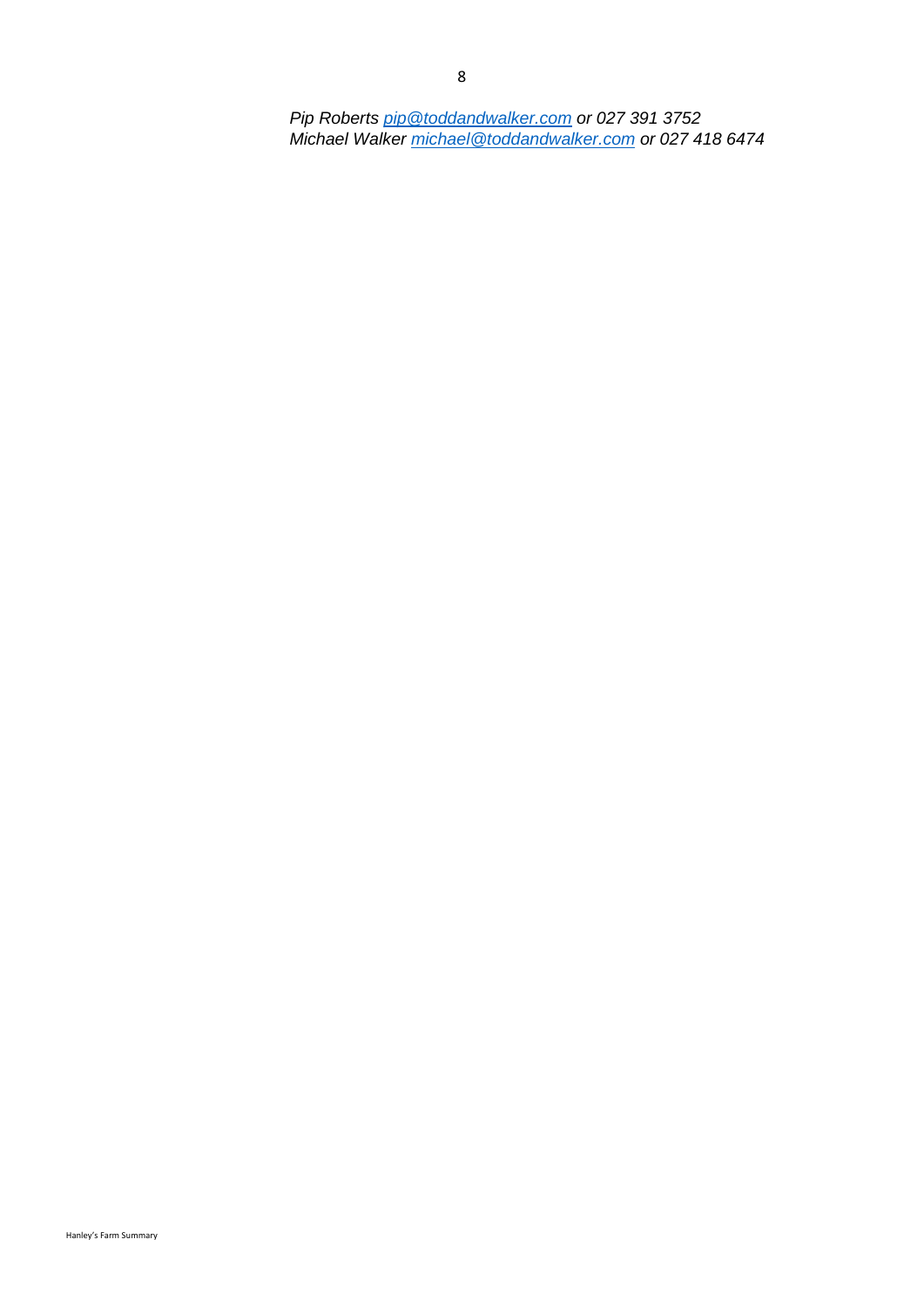*Pip Roberts [pip@toddandwalker.com](mailto:pip@toddandwalker.com) or 027 391 3752*
*Michael Walker [michael@toddandwalker.com](mailto:michael@toddandwalker.com) or 027 418 6474*